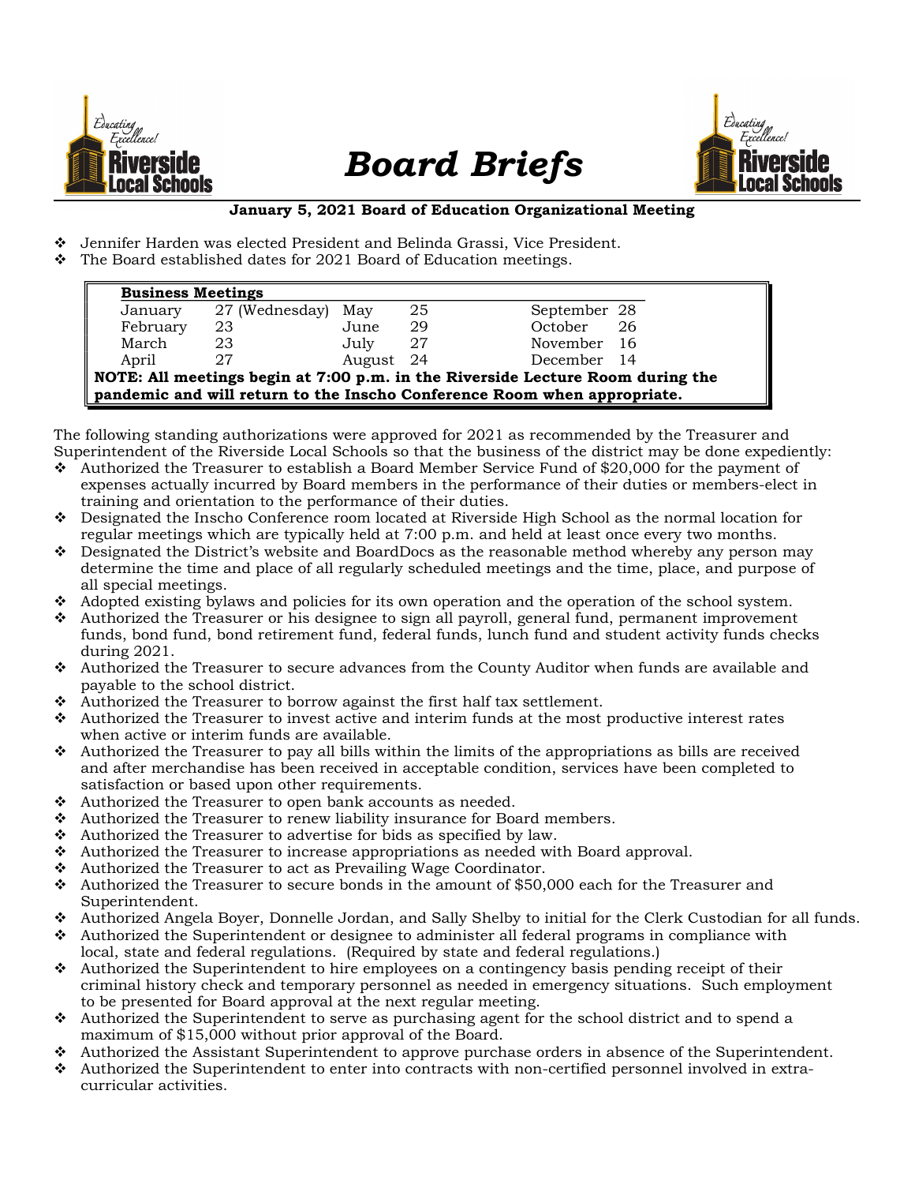# *Board Briefs*

**January 5, 2021 Board of Education Organizational Meeting**

- Jennifer Harden was elected President and Belinda Grassi, Vice President.
- The Board established dates for 2021 Board of Education meetings.

**Business Meetings**

| | | | | | |
|---|---|---|---|---|---|
| January | 27 (Wednesday) | May | 25 | September | 28 |
| February | 23 | June | 29 | October | 26 |
| March | 23 | July | 27 | November | 16 |
| April | 27 | August | 24 | December | 14 |

**NOTE: All meetings begin at 7:00 p.m. in the Riverside Lecture Room during the pandemic and will return to the Inscho Conference Room when appropriate.**

The following standing authorizations were approved for 2021 as recommended by the Treasurer and Superintendent of the Riverside Local Schools so that the business of the district may be done expediently:

- Authorized the Treasurer to establish a Board Member Service Fund of $20,000 for the payment of expenses actually incurred by Board members in the performance of their duties or members-elect in training and orientation to the performance of their duties.
- Designated the Inscho Conference room located at Riverside High School as the normal location for regular meetings which are typically held at 7:00 p.m. and held at least once every two months.
- Designated the District's website and BoardDocs as the reasonable method whereby any person may determine the time and place of all regularly scheduled meetings and the time, place, and purpose of all special meetings.
- Adopted existing bylaws and policies for its own operation and the operation of the school system.
- Authorized the Treasurer or his designee to sign all payroll, general fund, permanent improvement funds, bond fund, bond retirement fund, federal funds, lunch fund and student activity funds checks during 2021.
- Authorized the Treasurer to secure advances from the County Auditor when funds are available and payable to the school district.
- Authorized the Treasurer to borrow against the first half tax settlement.
- Authorized the Treasurer to invest active and interim funds at the most productive interest rates when active or interim funds are available.
- Authorized the Treasurer to pay all bills within the limits of the appropriations as bills are received and after merchandise has been received in acceptable condition, services have been completed to satisfaction or based upon other requirements.
- Authorized the Treasurer to open bank accounts as needed.
- Authorized the Treasurer to renew liability insurance for Board members.
- Authorized the Treasurer to advertise for bids as specified by law.
- Authorized the Treasurer to increase appropriations as needed with Board approval.
- Authorized the Treasurer to act as Prevailing Wage Coordinator.
- Authorized the Treasurer to secure bonds in the amount of $50,000 each for the Treasurer and Superintendent.
- Authorized Angela Boyer, Donnelle Jordan, and Sally Shelby to initial for the Clerk Custodian for all funds.
- Authorized the Superintendent or designee to administer all federal programs in compliance with local, state and federal regulations. (Required by state and federal regulations.)
- Authorized the Superintendent to hire employees on a contingency basis pending receipt of their criminal history check and temporary personnel as needed in emergency situations. Such employment to be presented for Board approval at the next regular meeting.
- Authorized the Superintendent to serve as purchasing agent for the school district and to spend a maximum of $15,000 without prior approval of the Board.
- Authorized the Assistant Superintendent to approve purchase orders in absence of the Superintendent.
- Authorized the Superintendent to enter into contracts with non-certified personnel involved in extra-curricular activities.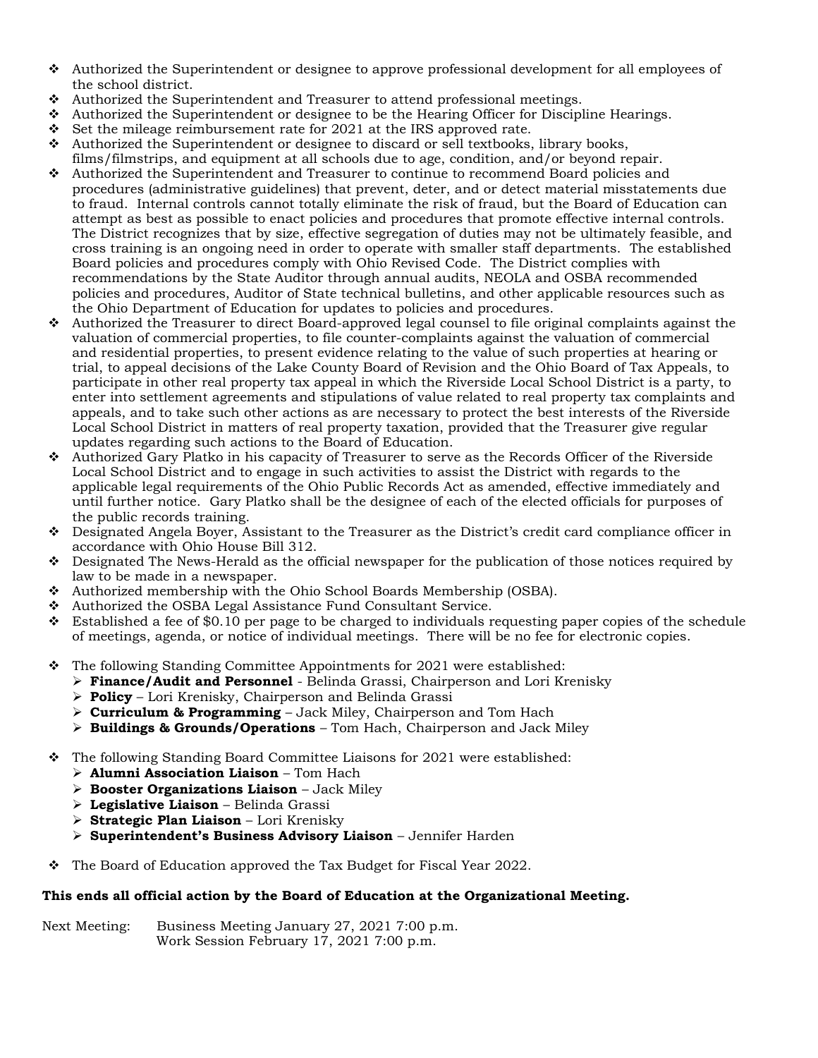- Authorized the Superintendent or designee to approve professional development for all employees of the school district.
- Authorized the Superintendent and Treasurer to attend professional meetings.
- Authorized the Superintendent or designee to be the Hearing Officer for Discipline Hearings.
- Set the mileage reimbursement rate for 2021 at the IRS approved rate.
- Authorized the Superintendent or designee to discard or sell textbooks, library books, films/filmstrips, and equipment at all schools due to age, condition, and/or beyond repair.
- Authorized the Superintendent and Treasurer to continue to recommend Board policies and procedures (administrative guidelines) that prevent, deter, and or detect material misstatements due to fraud. Internal controls cannot totally eliminate the risk of fraud, but the Board of Education can attempt as best as possible to enact policies and procedures that promote effective internal controls. The District recognizes that by size, effective segregation of duties may not be ultimately feasible, and cross training is an ongoing need in order to operate with smaller staff departments. The established Board policies and procedures comply with Ohio Revised Code. The District complies with recommendations by the State Auditor through annual audits, NEOLA and OSBA recommended policies and procedures, Auditor of State technical bulletins, and other applicable resources such as the Ohio Department of Education for updates to policies and procedures.
- Authorized the Treasurer to direct Board-approved legal counsel to file original complaints against the valuation of commercial properties, to file counter-complaints against the valuation of commercial and residential properties, to present evidence relating to the value of such properties at hearing or trial, to appeal decisions of the Lake County Board of Revision and the Ohio Board of Tax Appeals, to participate in other real property tax appeal in which the Riverside Local School District is a party, to enter into settlement agreements and stipulations of value related to real property tax complaints and appeals, and to take such other actions as are necessary to protect the best interests of the Riverside Local School District in matters of real property taxation, provided that the Treasurer give regular updates regarding such actions to the Board of Education.
- Authorized Gary Platko in his capacity of Treasurer to serve as the Records Officer of the Riverside Local School District and to engage in such activities to assist the District with regards to the applicable legal requirements of the Ohio Public Records Act as amended, effective immediately and until further notice. Gary Platko shall be the designee of each of the elected officials for purposes of the public records training.
- Designated Angela Boyer, Assistant to the Treasurer as the District's credit card compliance officer in accordance with Ohio House Bill 312.
- Designated The News-Herald as the official newspaper for the publication of those notices required by law to be made in a newspaper.
- Authorized membership with the Ohio School Boards Membership (OSBA).
- Authorized the OSBA Legal Assistance Fund Consultant Service.
- Established a fee of $0.10 per page to be charged to individuals requesting paper copies of the schedule of meetings, agenda, or notice of individual meetings. There will be no fee for electronic copies.

- The following Standing Committee Appointments for 2021 were established:
  - **Finance/Audit and Personnel** - Belinda Grassi, Chairperson and Lori Krenisky
  - **Policy** – Lori Krenisky, Chairperson and Belinda Grassi
  - **Curriculum & Programming** – Jack Miley, Chairperson and Tom Hach
  - **Buildings & Grounds/Operations** – Tom Hach, Chairperson and Jack Miley

- The following Standing Board Committee Liaisons for 2021 were established:
  - **Alumni Association Liaison** – Tom Hach
  - **Booster Organizations Liaison** – Jack Miley
  - **Legislative Liaison** – Belinda Grassi
  - **Strategic Plan Liaison** – Lori Krenisky
  - **Superintendent's Business Advisory Liaison** – Jennifer Harden

- The Board of Education approved the Tax Budget for Fiscal Year 2022.

**This ends all official action by the Board of Education at the Organizational Meeting.**

Next Meeting: Business Meeting January 27, 2021 7:00 p.m.
Work Session February 17, 2021 7:00 p.m.